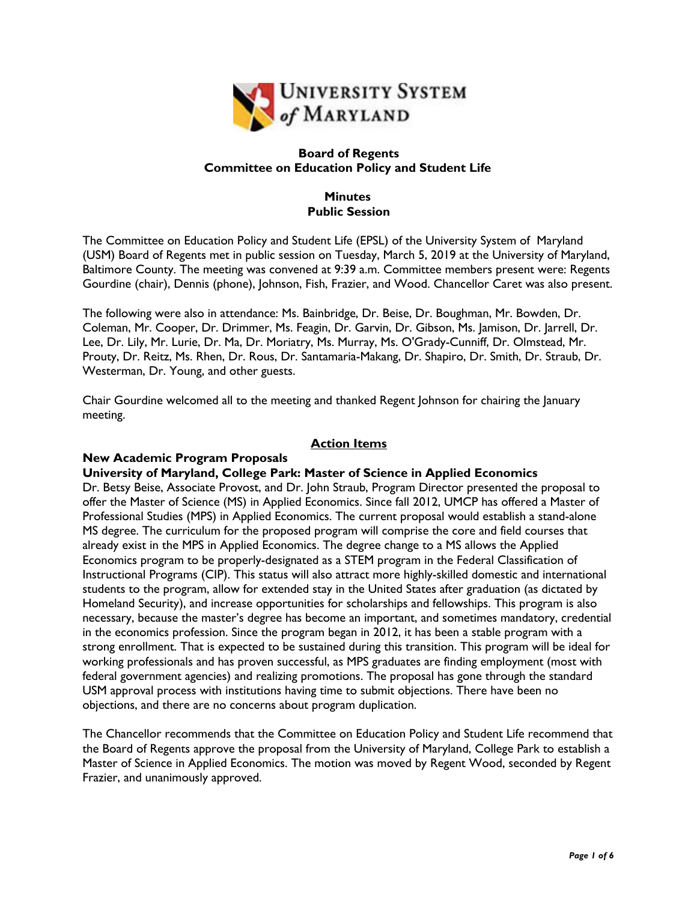**University System of Maryland**

## Board of Regents
## Committee on Education Policy and Student Life

### Minutes
### Public Session

The Committee on Education Policy and Student Life (EPSL) of the University System of Maryland (USM) Board of Regents met in public session on Tuesday, March 5, 2019 at the University of Maryland, Baltimore County. The meeting was convened at 9:39 a.m. Committee members present were: Regents Gourdine (chair), Dennis (phone), Johnson, Fish, Frazier, and Wood. Chancellor Caret was also present.

The following were also in attendance: Ms. Bainbridge, Dr. Beise, Dr. Boughman, Mr. Bowden, Dr. Coleman, Mr. Cooper, Dr. Drimmer, Ms. Feagin, Dr. Garvin, Dr. Gibson, Ms. Jamison, Dr. Jarrell, Dr. Lee, Dr. Lily, Mr. Lurie, Dr. Ma, Dr. Moriatry, Ms. Murray, Ms. O'Grady-Cunniff, Dr. Olmstead, Mr. Prouty, Dr. Reitz, Ms. Rhen, Dr. Rous, Dr. Santamaria-Makang, Dr. Shapiro, Dr. Smith, Dr. Straub, Dr. Westerman, Dr. Young, and other guests.

Chair Gourdine welcomed all to the meeting and thanked Regent Johnson for chairing the January meeting.

## Action Items

**New Academic Program Proposals**

**University of Maryland, College Park: Master of Science in Applied Economics**

Dr. Betsy Beise, Associate Provost, and Dr. John Straub, Program Director presented the proposal to offer the Master of Science (MS) in Applied Economics. Since fall 2012, UMCP has offered a Master of Professional Studies (MPS) in Applied Economics. The current proposal would establish a stand-alone MS degree. The curriculum for the proposed program will comprise the core and field courses that already exist in the MPS in Applied Economics. The degree change to a MS allows the Applied Economics program to be properly-designated as a STEM program in the Federal Classification of Instructional Programs (CIP). This status will also attract more highly-skilled domestic and international students to the program, allow for extended stay in the United States after graduation (as dictated by Homeland Security), and increase opportunities for scholarships and fellowships. This program is also necessary, because the master's degree has become an important, and sometimes mandatory, credential in the economics profession. Since the program began in 2012, it has been a stable program with a strong enrollment. That is expected to be sustained during this transition. This program will be ideal for working professionals and has proven successful, as MPS graduates are finding employment (most with federal government agencies) and realizing promotions. The proposal has gone through the standard USM approval process with institutions having time to submit objections. There have been no objections, and there are no concerns about program duplication.

The Chancellor recommends that the Committee on Education Policy and Student Life recommend that the Board of Regents approve the proposal from the University of Maryland, College Park to establish a Master of Science in Applied Economics. The motion was moved by Regent Wood, seconded by Regent Frazier, and unanimously approved.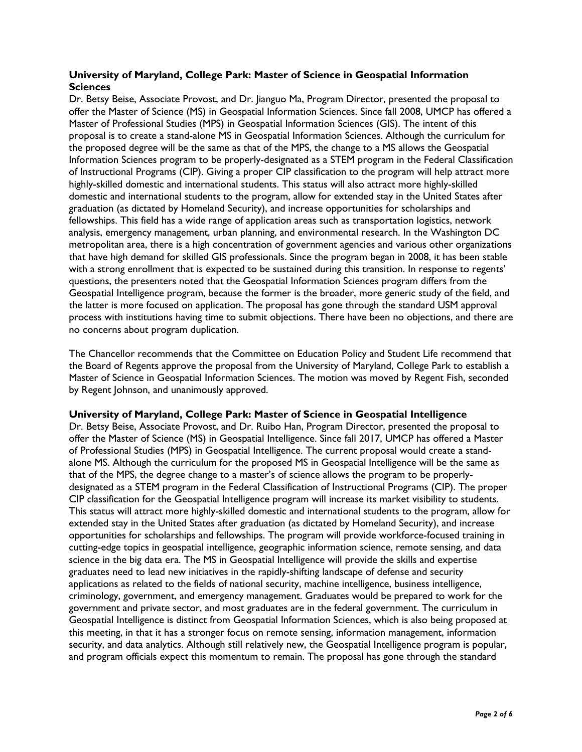**University of Maryland, College Park: Master of Science in Geospatial Information Sciences**

Dr. Betsy Beise, Associate Provost, and Dr. Jianguo Ma, Program Director, presented the proposal to offer the Master of Science (MS) in Geospatial Information Sciences. Since fall 2008, UMCP has offered a Master of Professional Studies (MPS) in Geospatial Information Sciences (GIS). The intent of this proposal is to create a stand-alone MS in Geospatial Information Sciences. Although the curriculum for the proposed degree will be the same as that of the MPS, the change to a MS allows the Geospatial Information Sciences program to be properly-designated as a STEM program in the Federal Classification of Instructional Programs (CIP). Giving a proper CIP classification to the program will help attract more highly-skilled domestic and international students. This status will also attract more highly-skilled domestic and international students to the program, allow for extended stay in the United States after graduation (as dictated by Homeland Security), and increase opportunities for scholarships and fellowships. This field has a wide range of application areas such as transportation logistics, network analysis, emergency management, urban planning, and environmental research. In the Washington DC metropolitan area, there is a high concentration of government agencies and various other organizations that have high demand for skilled GIS professionals. Since the program began in 2008, it has been stable with a strong enrollment that is expected to be sustained during this transition. In response to regents' questions, the presenters noted that the Geospatial Information Sciences program differs from the Geospatial Intelligence program, because the former is the broader, more generic study of the field, and the latter is more focused on application. The proposal has gone through the standard USM approval process with institutions having time to submit objections. There have been no objections, and there are no concerns about program duplication.

The Chancellor recommends that the Committee on Education Policy and Student Life recommend that the Board of Regents approve the proposal from the University of Maryland, College Park to establish a Master of Science in Geospatial Information Sciences. The motion was moved by Regent Fish, seconded by Regent Johnson, and unanimously approved.

**University of Maryland, College Park: Master of Science in Geospatial Intelligence**

Dr. Betsy Beise, Associate Provost, and Dr. Ruibo Han, Program Director, presented the proposal to offer the Master of Science (MS) in Geospatial Intelligence. Since fall 2017, UMCP has offered a Master of Professional Studies (MPS) in Geospatial Intelligence. The current proposal would create a stand-alone MS. Although the curriculum for the proposed MS in Geospatial Intelligence will be the same as that of the MPS, the degree change to a master's of science allows the program to be properly-designated as a STEM program in the Federal Classification of Instructional Programs (CIP). The proper CIP classification for the Geospatial Intelligence program will increase its market visibility to students. This status will attract more highly-skilled domestic and international students to the program, allow for extended stay in the United States after graduation (as dictated by Homeland Security), and increase opportunities for scholarships and fellowships. The program will provide workforce-focused training in cutting-edge topics in geospatial intelligence, geographic information science, remote sensing, and data science in the big data era. The MS in Geospatial Intelligence will provide the skills and expertise graduates need to lead new initiatives in the rapidly-shifting landscape of defense and security applications as related to the fields of national security, machine intelligence, business intelligence, criminology, government, and emergency management. Graduates would be prepared to work for the government and private sector, and most graduates are in the federal government. The curriculum in Geospatial Intelligence is distinct from Geospatial Information Sciences, which is also being proposed at this meeting, in that it has a stronger focus on remote sensing, information management, information security, and data analytics. Although still relatively new, the Geospatial Intelligence program is popular, and program officials expect this momentum to remain. The proposal has gone through the standard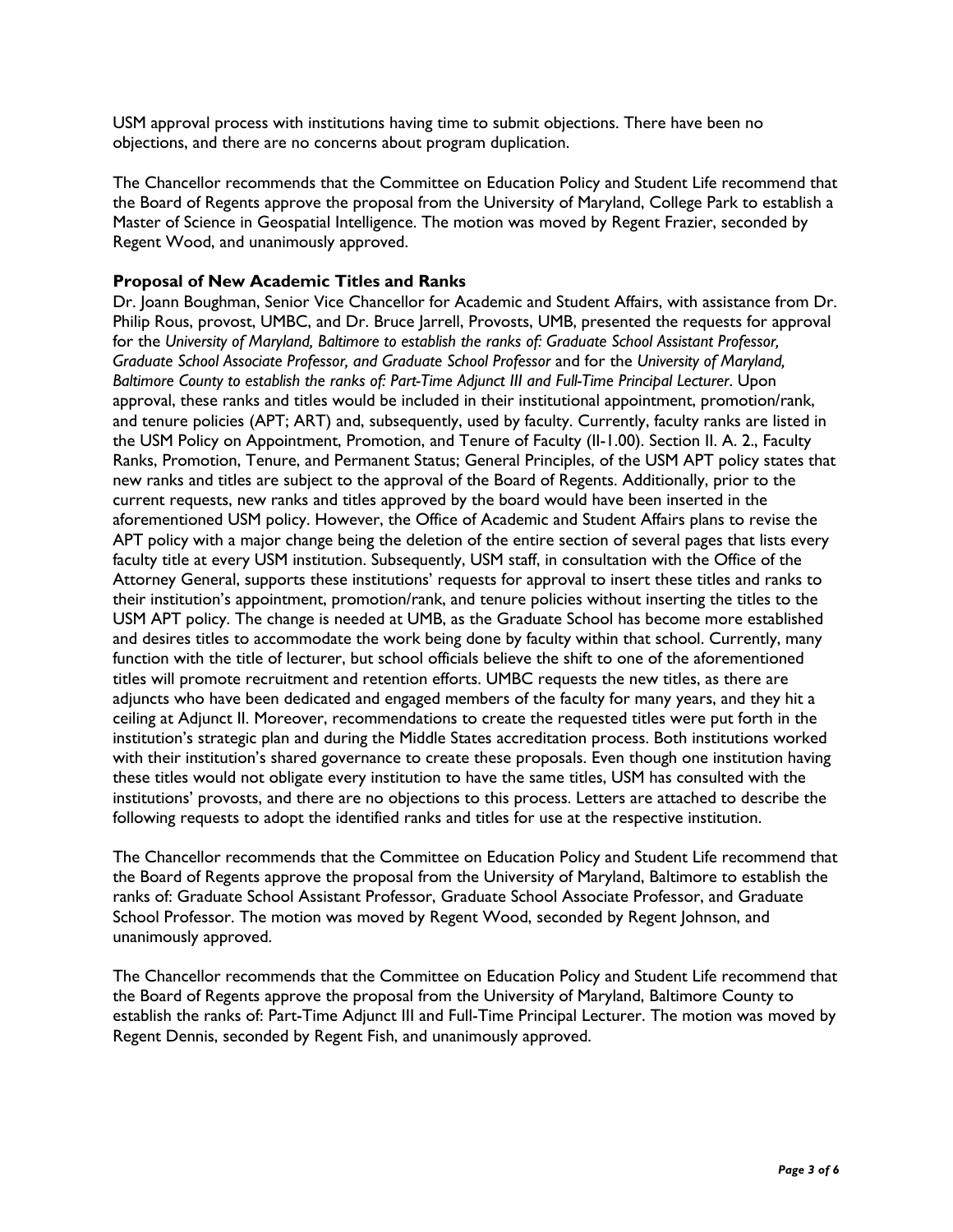USM approval process with institutions having time to submit objections. There have been no objections, and there are no concerns about program duplication.

The Chancellor recommends that the Committee on Education Policy and Student Life recommend that the Board of Regents approve the proposal from the University of Maryland, College Park to establish a Master of Science in Geospatial Intelligence. The motion was moved by Regent Frazier, seconded by Regent Wood, and unanimously approved.

**Proposal of New Academic Titles and Ranks**

Dr. Joann Boughman, Senior Vice Chancellor for Academic and Student Affairs, with assistance from Dr. Philip Rous, provost, UMBC, and Dr. Bruce Jarrell, Provosts, UMB, presented the requests for approval for the *University of Maryland, Baltimore to establish the ranks of: Graduate School Assistant Professor, Graduate School Associate Professor, and Graduate School Professor* and for the *University of Maryland, Baltimore County to establish the ranks of: Part-Time Adjunct III and Full-Time Principal Lecturer*. Upon approval, these ranks and titles would be included in their institutional appointment, promotion/rank, and tenure policies (APT; ART) and, subsequently, used by faculty. Currently, faculty ranks are listed in the USM Policy on Appointment, Promotion, and Tenure of Faculty (II-1.00). Section II. A. 2., Faculty Ranks, Promotion, Tenure, and Permanent Status; General Principles, of the USM APT policy states that new ranks and titles are subject to the approval of the Board of Regents. Additionally, prior to the current requests, new ranks and titles approved by the board would have been inserted in the aforementioned USM policy. However, the Office of Academic and Student Affairs plans to revise the APT policy with a major change being the deletion of the entire section of several pages that lists every faculty title at every USM institution. Subsequently, USM staff, in consultation with the Office of the Attorney General, supports these institutions' requests for approval to insert these titles and ranks to their institution's appointment, promotion/rank, and tenure policies without inserting the titles to the USM APT policy. The change is needed at UMB, as the Graduate School has become more established and desires titles to accommodate the work being done by faculty within that school. Currently, many function with the title of lecturer, but school officials believe the shift to one of the aforementioned titles will promote recruitment and retention efforts. UMBC requests the new titles, as there are adjuncts who have been dedicated and engaged members of the faculty for many years, and they hit a ceiling at Adjunct II. Moreover, recommendations to create the requested titles were put forth in the institution's strategic plan and during the Middle States accreditation process. Both institutions worked with their institution's shared governance to create these proposals. Even though one institution having these titles would not obligate every institution to have the same titles, USM has consulted with the institutions' provosts, and there are no objections to this process. Letters are attached to describe the following requests to adopt the identified ranks and titles for use at the respective institution.

The Chancellor recommends that the Committee on Education Policy and Student Life recommend that the Board of Regents approve the proposal from the University of Maryland, Baltimore to establish the ranks of: Graduate School Assistant Professor, Graduate School Associate Professor, and Graduate School Professor. The motion was moved by Regent Wood, seconded by Regent Johnson, and unanimously approved.

The Chancellor recommends that the Committee on Education Policy and Student Life recommend that the Board of Regents approve the proposal from the University of Maryland, Baltimore County to establish the ranks of: Part-Time Adjunct III and Full-Time Principal Lecturer. The motion was moved by Regent Dennis, seconded by Regent Fish, and unanimously approved.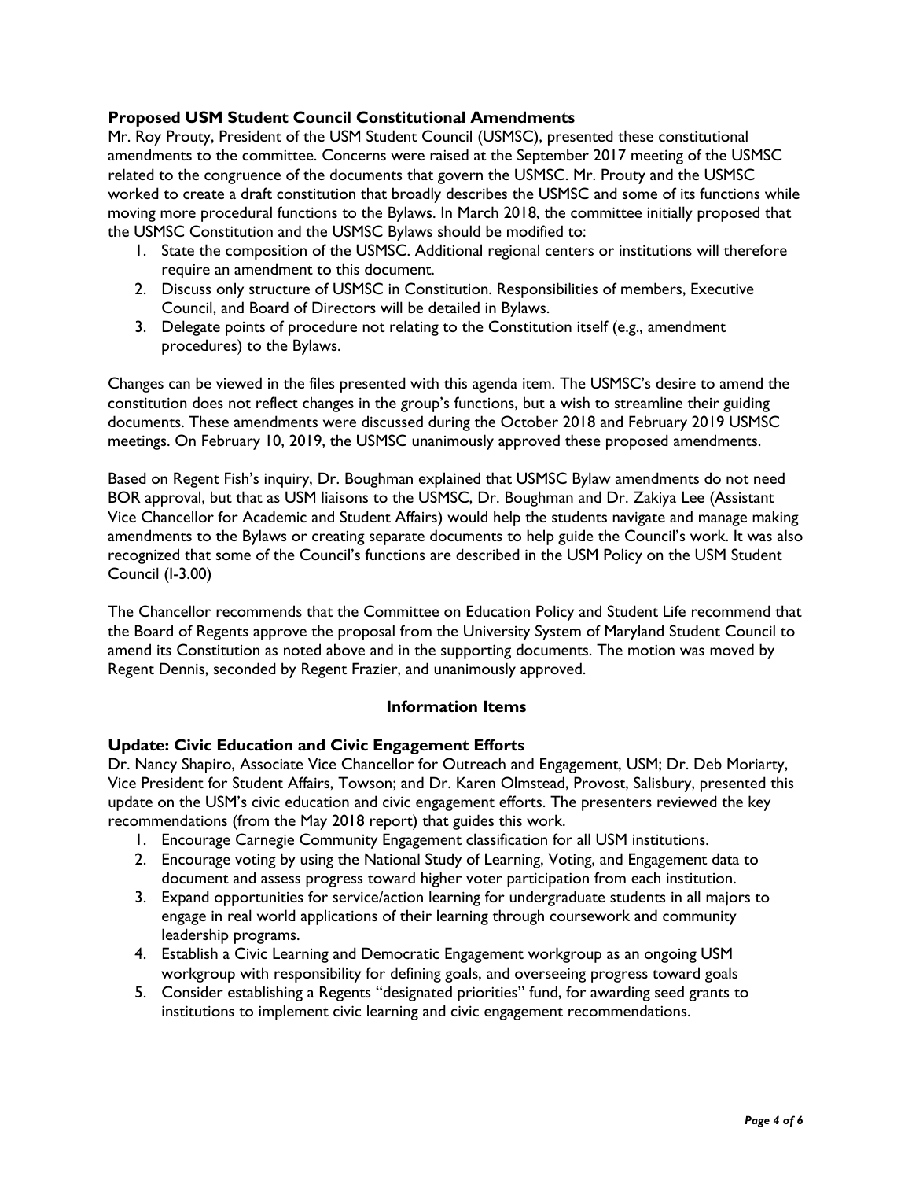**Proposed USM Student Council Constitutional Amendments**

Mr. Roy Prouty, President of the USM Student Council (USMSC), presented these constitutional amendments to the committee. Concerns were raised at the September 2017 meeting of the USMSC related to the congruence of the documents that govern the USMSC. Mr. Prouty and the USMSC worked to create a draft constitution that broadly describes the USMSC and some of its functions while moving more procedural functions to the Bylaws. In March 2018, the committee initially proposed that the USMSC Constitution and the USMSC Bylaws should be modified to:

1. State the composition of the USMSC. Additional regional centers or institutions will therefore require an amendment to this document.
2. Discuss only structure of USMSC in Constitution. Responsibilities of members, Executive Council, and Board of Directors will be detailed in Bylaws.
3. Delegate points of procedure not relating to the Constitution itself (e.g., amendment procedures) to the Bylaws.

Changes can be viewed in the files presented with this agenda item. The USMSC's desire to amend the constitution does not reflect changes in the group's functions, but a wish to streamline their guiding documents. These amendments were discussed during the October 2018 and February 2019 USMSC meetings. On February 10, 2019, the USMSC unanimously approved these proposed amendments.

Based on Regent Fish's inquiry, Dr. Boughman explained that USMSC Bylaw amendments do not need BOR approval, but that as USM liaisons to the USMSC, Dr. Boughman and Dr. Zakiya Lee (Assistant Vice Chancellor for Academic and Student Affairs) would help the students navigate and manage making amendments to the Bylaws or creating separate documents to help guide the Council's work. It was also recognized that some of the Council's functions are described in the USM Policy on the USM Student Council (I-3.00)

The Chancellor recommends that the Committee on Education Policy and Student Life recommend that the Board of Regents approve the proposal from the University System of Maryland Student Council to amend its Constitution as noted above and in the supporting documents. The motion was moved by Regent Dennis, seconded by Regent Frazier, and unanimously approved.

## Information Items

**Update: Civic Education and Civic Engagement Efforts**

Dr. Nancy Shapiro, Associate Vice Chancellor for Outreach and Engagement, USM; Dr. Deb Moriarty, Vice President for Student Affairs, Towson; and Dr. Karen Olmstead, Provost, Salisbury, presented this update on the USM's civic education and civic engagement efforts. The presenters reviewed the key recommendations (from the May 2018 report) that guides this work.

1. Encourage Carnegie Community Engagement classification for all USM institutions.
2. Encourage voting by using the National Study of Learning, Voting, and Engagement data to document and assess progress toward higher voter participation from each institution.
3. Expand opportunities for service/action learning for undergraduate students in all majors to engage in real world applications of their learning through coursework and community leadership programs.
4. Establish a Civic Learning and Democratic Engagement workgroup as an ongoing USM workgroup with responsibility for defining goals, and overseeing progress toward goals
5. Consider establishing a Regents "designated priorities" fund, for awarding seed grants to institutions to implement civic learning and civic engagement recommendations.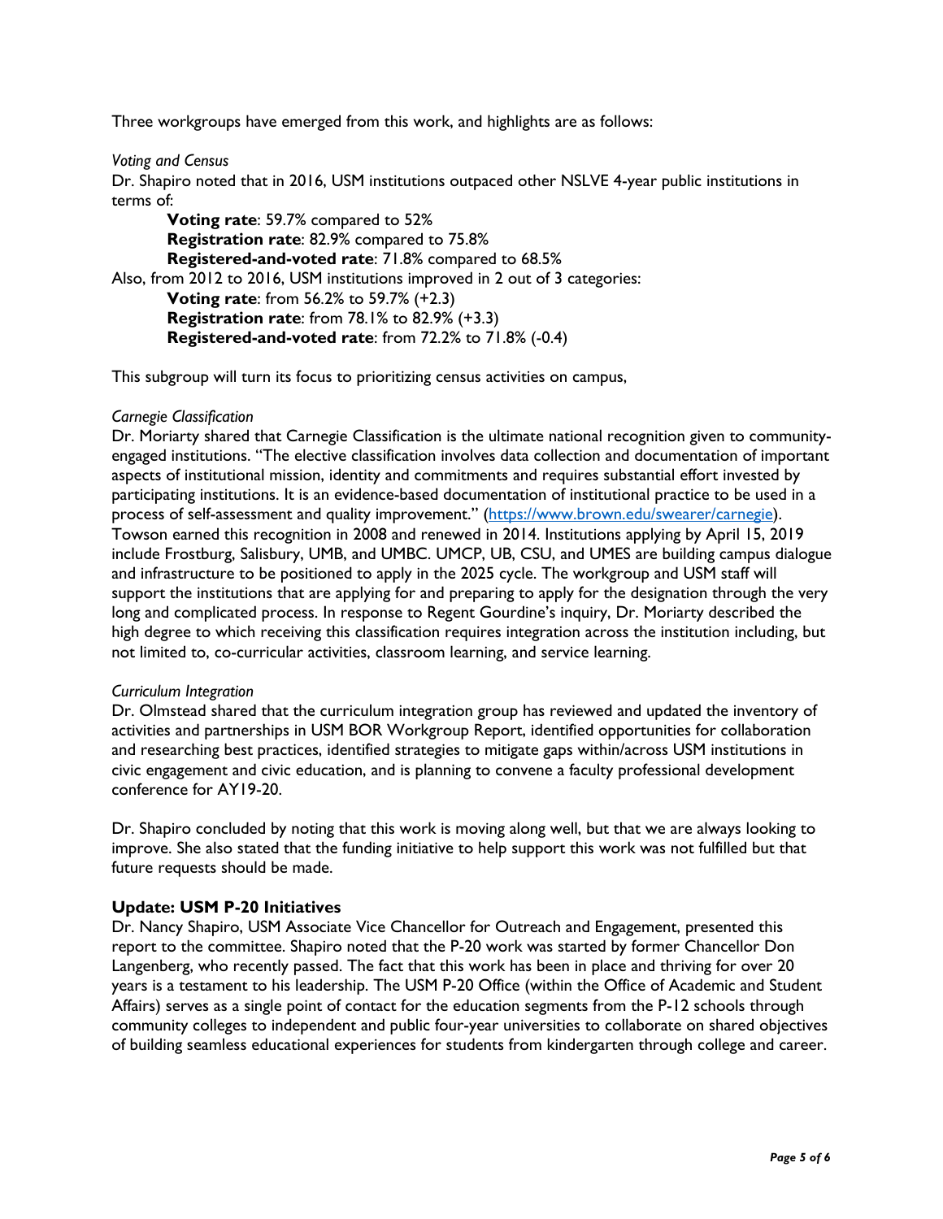Three workgroups have emerged from this work, and highlights are as follows:

*Voting and Census*

Dr. Shapiro noted that in 2016, USM institutions outpaced other NSLVE 4-year public institutions in terms of:

- **Voting rate**: 59.7% compared to 52%
- **Registration rate**: 82.9% compared to 75.8%
- **Registered-and-voted rate**: 71.8% compared to 68.5%

Also, from 2012 to 2016, USM institutions improved in 2 out of 3 categories:

- **Voting rate**: from 56.2% to 59.7% (+2.3)
- **Registration rate**: from 78.1% to 82.9% (+3.3)
- **Registered-and-voted rate**: from 72.2% to 71.8% (-0.4)

This subgroup will turn its focus to prioritizing census activities on campus,

*Carnegie Classification*

Dr. Moriarty shared that Carnegie Classification is the ultimate national recognition given to community-engaged institutions. "The elective classification involves data collection and documentation of important aspects of institutional mission, identity and commitments and requires substantial effort invested by participating institutions. It is an evidence-based documentation of institutional practice to be used in a process of self-assessment and quality improvement." (https://www.brown.edu/swearer/carnegie). Towson earned this recognition in 2008 and renewed in 2014. Institutions applying by April 15, 2019 include Frostburg, Salisbury, UMB, and UMBC. UMCP, UB, CSU, and UMES are building campus dialogue and infrastructure to be positioned to apply in the 2025 cycle. The workgroup and USM staff will support the institutions that are applying for and preparing to apply for the designation through the very long and complicated process. In response to Regent Gourdine's inquiry, Dr. Moriarty described the high degree to which receiving this classification requires integration across the institution including, but not limited to, co-curricular activities, classroom learning, and service learning.

*Curriculum Integration*

Dr. Olmstead shared that the curriculum integration group has reviewed and updated the inventory of activities and partnerships in USM BOR Workgroup Report, identified opportunities for collaboration and researching best practices, identified strategies to mitigate gaps within/across USM institutions in civic engagement and civic education, and is planning to convene a faculty professional development conference for AY19-20.

Dr. Shapiro concluded by noting that this work is moving along well, but that we are always looking to improve. She also stated that the funding initiative to help support this work was not fulfilled but that future requests should be made.

### Update: USM P-20 Initiatives

Dr. Nancy Shapiro, USM Associate Vice Chancellor for Outreach and Engagement, presented this report to the committee. Shapiro noted that the P-20 work was started by former Chancellor Don Langenberg, who recently passed. The fact that this work has been in place and thriving for over 20 years is a testament to his leadership. The USM P-20 Office (within the Office of Academic and Student Affairs) serves as a single point of contact for the education segments from the P-12 schools through community colleges to independent and public four-year universities to collaborate on shared objectives of building seamless educational experiences for students from kindergarten through college and career.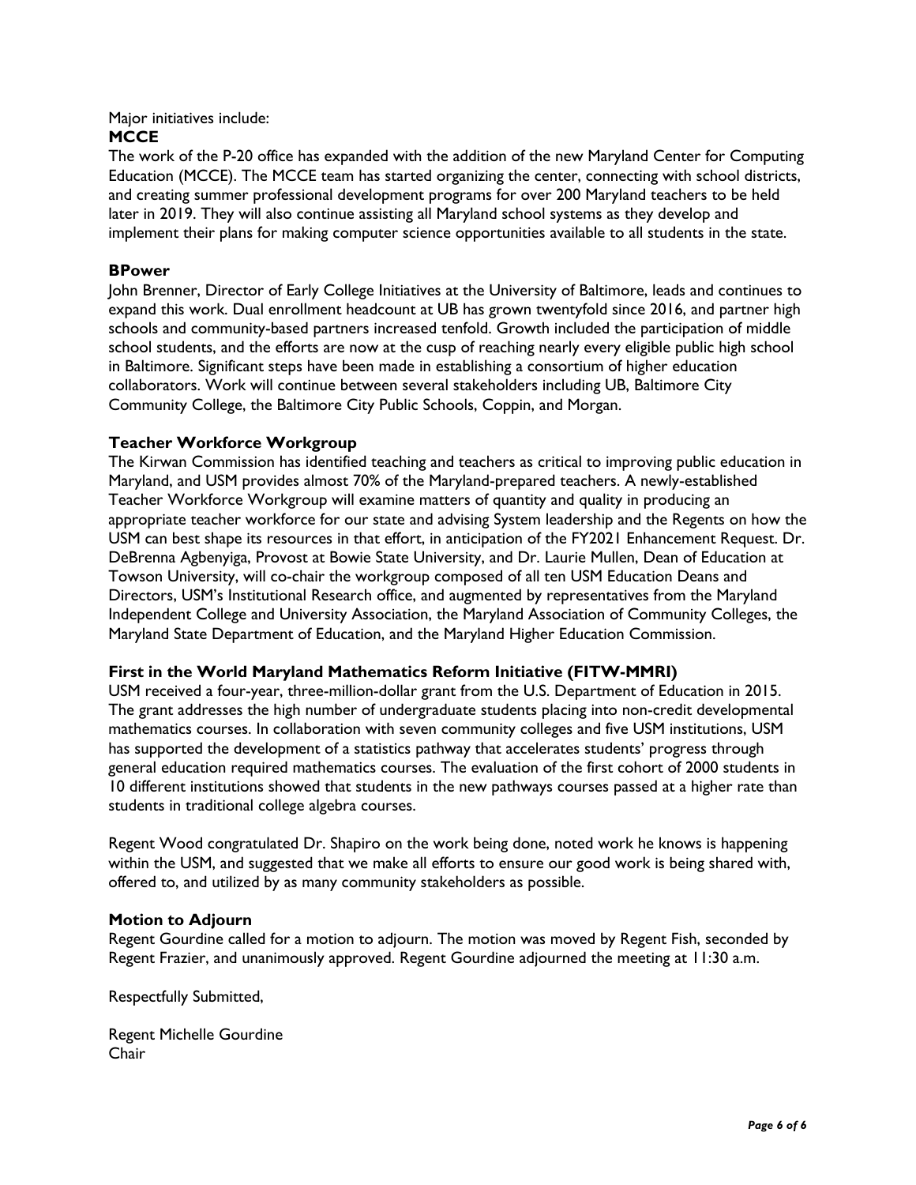Major initiatives include:

**MCCE**

The work of the P-20 office has expanded with the addition of the new Maryland Center for Computing Education (MCCE). The MCCE team has started organizing the center, connecting with school districts, and creating summer professional development programs for over 200 Maryland teachers to be held later in 2019. They will also continue assisting all Maryland school systems as they develop and implement their plans for making computer science opportunities available to all students in the state.

**BPower**

John Brenner, Director of Early College Initiatives at the University of Baltimore, leads and continues to expand this work. Dual enrollment headcount at UB has grown twentyfold since 2016, and partner high schools and community-based partners increased tenfold. Growth included the participation of middle school students, and the efforts are now at the cusp of reaching nearly every eligible public high school in Baltimore. Significant steps have been made in establishing a consortium of higher education collaborators. Work will continue between several stakeholders including UB, Baltimore City Community College, the Baltimore City Public Schools, Coppin, and Morgan.

**Teacher Workforce Workgroup**

The Kirwan Commission has identified teaching and teachers as critical to improving public education in Maryland, and USM provides almost 70% of the Maryland-prepared teachers. A newly-established Teacher Workforce Workgroup will examine matters of quantity and quality in producing an appropriate teacher workforce for our state and advising System leadership and the Regents on how the USM can best shape its resources in that effort, in anticipation of the FY2021 Enhancement Request. Dr. DeBrenna Agbenyiga, Provost at Bowie State University, and Dr. Laurie Mullen, Dean of Education at Towson University, will co-chair the workgroup composed of all ten USM Education Deans and Directors, USM's Institutional Research office, and augmented by representatives from the Maryland Independent College and University Association, the Maryland Association of Community Colleges, the Maryland State Department of Education, and the Maryland Higher Education Commission.

**First in the World Maryland Mathematics Reform Initiative (FITW-MMRI)**

USM received a four-year, three-million-dollar grant from the U.S. Department of Education in 2015. The grant addresses the high number of undergraduate students placing into non-credit developmental mathematics courses. In collaboration with seven community colleges and five USM institutions, USM has supported the development of a statistics pathway that accelerates students' progress through general education required mathematics courses. The evaluation of the first cohort of 2000 students in 10 different institutions showed that students in the new pathways courses passed at a higher rate than students in traditional college algebra courses.

Regent Wood congratulated Dr. Shapiro on the work being done, noted work he knows is happening within the USM, and suggested that we make all efforts to ensure our good work is being shared with, offered to, and utilized by as many community stakeholders as possible.

**Motion to Adjourn**

Regent Gourdine called for a motion to adjourn. The motion was moved by Regent Fish, seconded by Regent Frazier, and unanimously approved. Regent Gourdine adjourned the meeting at 11:30 a.m.

Respectfully Submitted,

Regent Michelle Gourdine
Chair